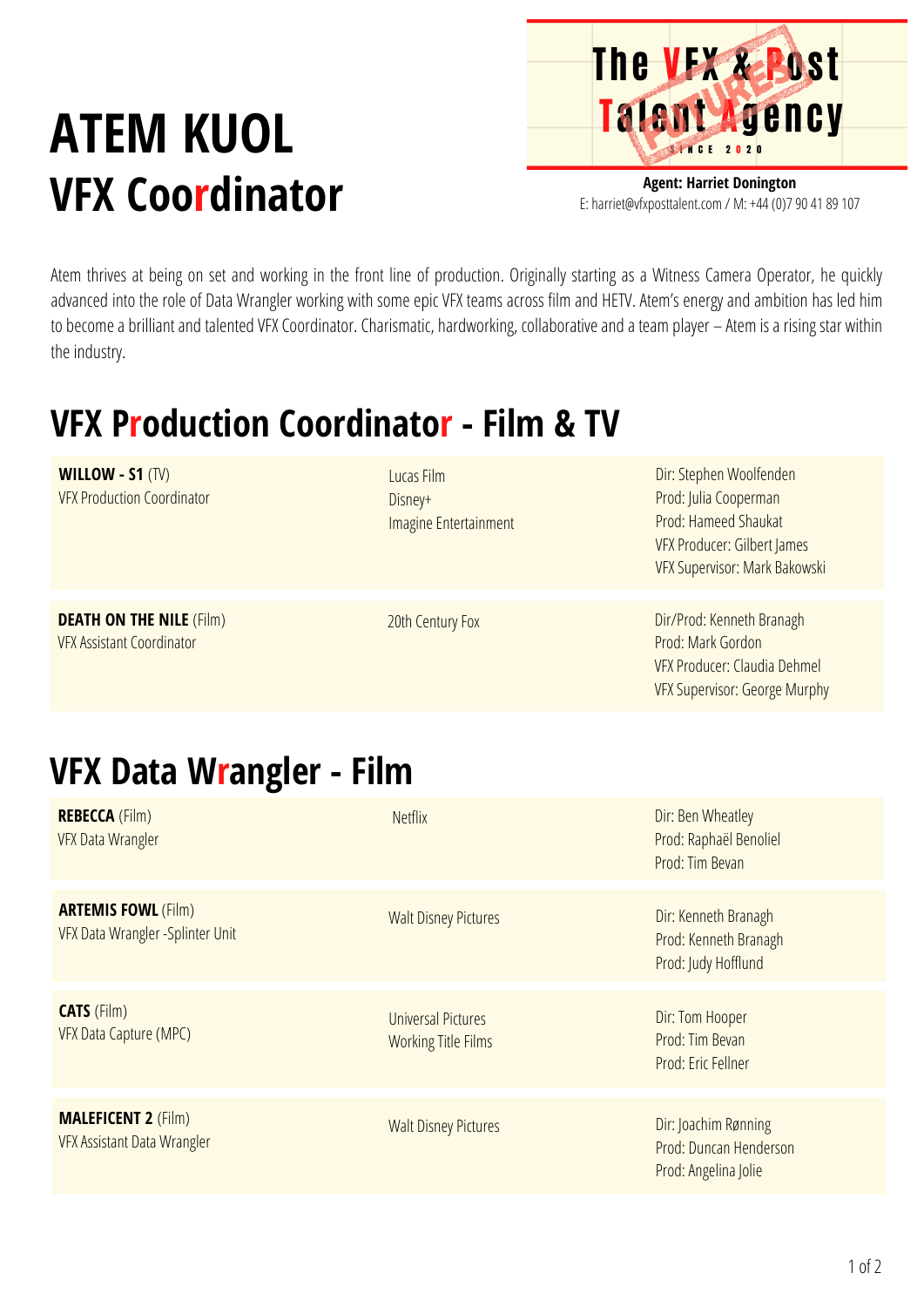# ATEM KUOL
## VFX Coordinator

The VFX & Post Talent Agency
SINCE 2020

**Agent: Harriet Donington**
E: harriet@vfxposttalent.com / M: +44 (0)7 90 41 89 107

Atem thrives at being on set and working in the front line of production. Originally starting as a Witness Camera Operator, he quickly advanced into the role of Data Wrangler working with some epic VFX teams across film and HETV. Atem's energy and ambition has led him to become a brilliant and talented VFX Coordinator. Charismatic, hardworking, collaborative and a team player – Atem is a rising star within the industry.

## VFX Production Coordinator - Film & TV

| | | |
|---|---|---|
| **WILLOW - S1** (TV)<br>VFX Production Coordinator | Lucas Film<br>Disney+<br>Imagine Entertainment | Dir: Stephen Woolfenden<br>Prod: Julia Cooperman<br>Prod: Hameed Shaukat<br>VFX Producer: Gilbert James<br>VFX Supervisor: Mark Bakowski |
| **DEATH ON THE NILE** (Film)<br>VFX Assistant Coordinator | 20th Century Fox | Dir/Prod: Kenneth Branagh<br>Prod: Mark Gordon<br>VFX Producer: Claudia Dehmel<br>VFX Supervisor: George Murphy |

## VFX Data Wrangler - Film

| | | |
|---|---|---|
| **REBECCA** (Film)<br>VFX Data Wrangler | Netflix | Dir: Ben Wheatley<br>Prod: Raphaël Benoliel<br>Prod: Tim Bevan |
| **ARTEMIS FOWL** (Film)<br>VFX Data Wrangler -Splinter Unit | Walt Disney Pictures | Dir: Kenneth Branagh<br>Prod: Kenneth Branagh<br>Prod: Judy Hofflund |
| **CATS** (Film)<br>VFX Data Capture (MPC) | Universal Pictures<br>Working Title Films | Dir: Tom Hooper<br>Prod: Tim Bevan<br>Prod: Eric Fellner |
| **MALEFICENT 2** (Film)<br>VFX Assistant Data Wrangler | Walt Disney Pictures | Dir: Joachim Rønning<br>Prod: Duncan Henderson<br>Prod: Angelina Jolie |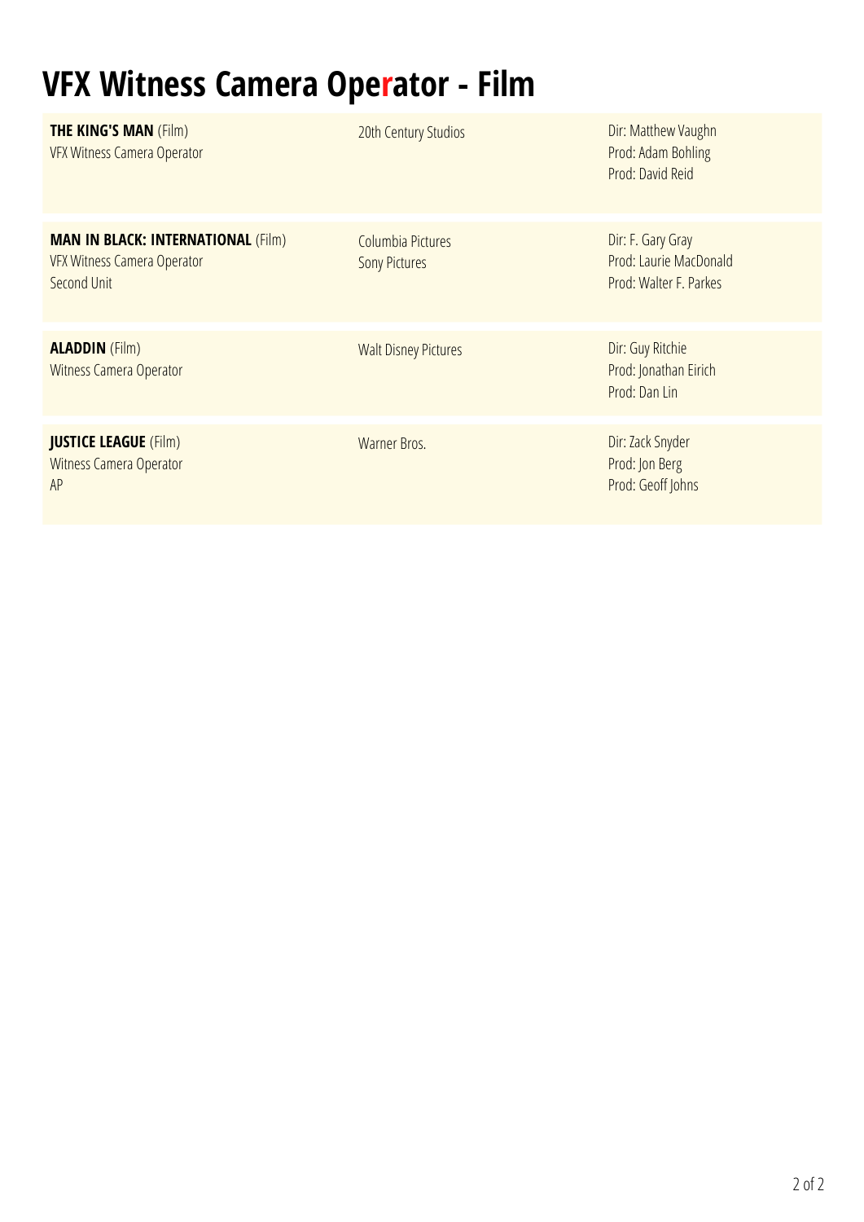# VFX Witness Camera Operator - Film

| | | |
|---|---|---|
| **THE KING'S MAN** (Film)<br>VFX Witness Camera Operator | 20th Century Studios | Dir: Matthew Vaughn<br>Prod: Adam Bohling<br>Prod: David Reid |
| **MAN IN BLACK: INTERNATIONAL** (Film)<br>VFX Witness Camera Operator<br>Second Unit | Columbia Pictures<br>Sony Pictures | Dir: F. Gary Gray<br>Prod: Laurie MacDonald<br>Prod: Walter F. Parkes |
| **ALADDIN** (Film)<br>Witness Camera Operator | Walt Disney Pictures | Dir: Guy Ritchie<br>Prod: Jonathan Eirich<br>Prod: Dan Lin |
| **JUSTICE LEAGUE** (Film)<br>Witness Camera Operator<br>AP | Warner Bros. | Dir: Zack Snyder<br>Prod: Jon Berg<br>Prod: Geoff Johns |